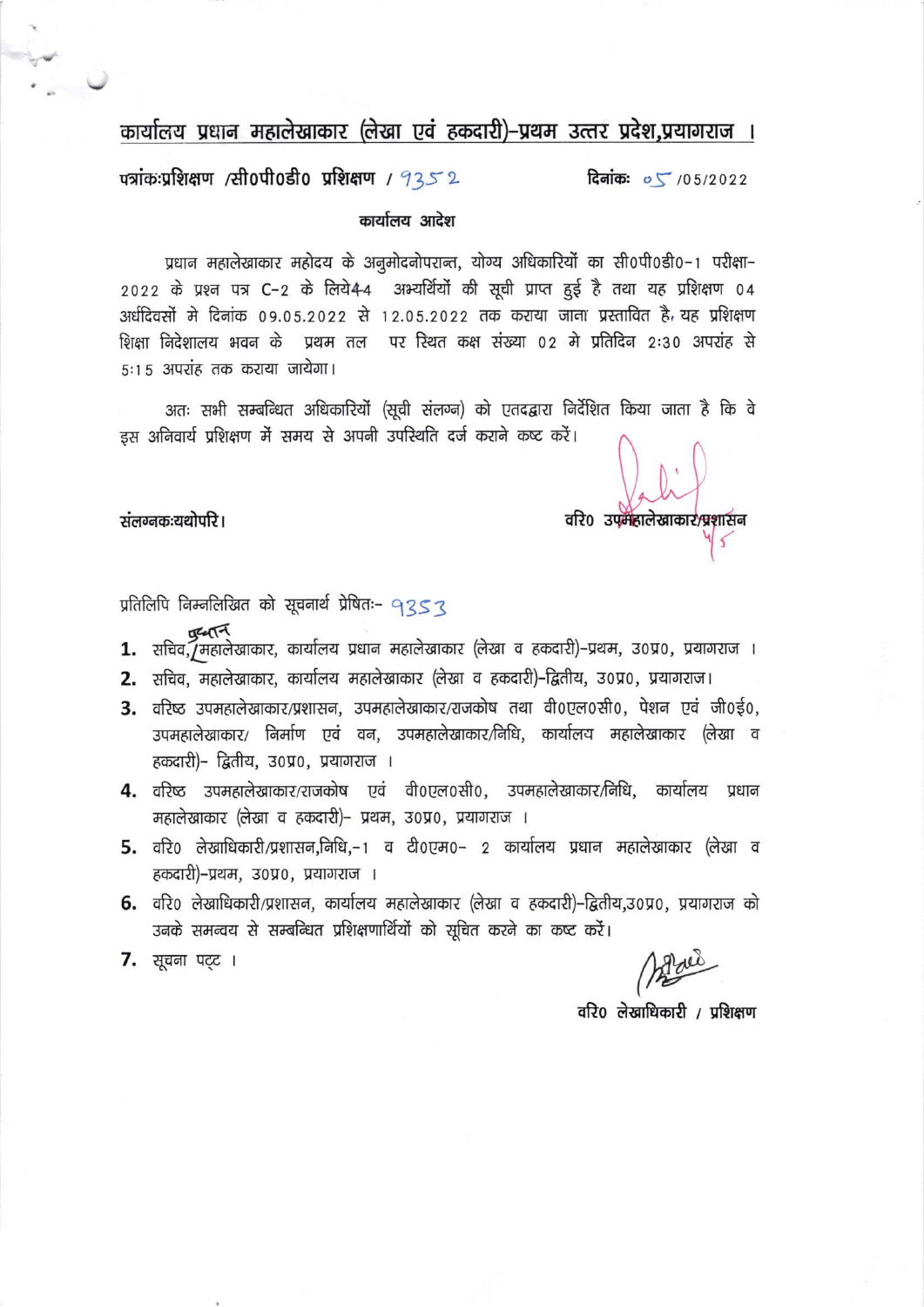## कार्यालय प्रधान महालेखाकार (लेखा एवं हकदारी)-प्रथम उत्तर प्रदेश,प्रयागराज ।

**पत्रांक:प्रशिक्षण /सी0पी0डी0 प्रशिक्षण / 9352** **दिनांक: 05 /05/2022**

**कार्यालय आदेश**

प्रधान महालेखाकार महोदय के अनुमोदनोपरान्त, योग्य अधिकारियों का सी0पी0डी0-1 परीक्षा-2022 के प्रश्न पत्र C-2 के लिये44 अभ्यर्थियों की सूची प्राप्त हुई है तथा यह प्रशिक्षण 04 अर्धदिवसों मे दिनांक 09.05.2022 से 12.05.2022 तक कराया जाना प्रस्तावित है, यह प्रशिक्षण शिक्षा निदेशालय भवन के प्रथम तल पर स्थित कक्ष संख्या 02 मे प्रतिदिन 2:30 अपरांह से 5:15 अपरांह तक कराया जायेगा।

अतः सभी सम्बन्धित अधिकारियों (सूची संलग्न) को एतदद्वारा निर्देशित किया जाता है कि वे इस अनिवार्य प्रशिक्षण में समय से अपनी उपस्थिति दर्ज कराने कष्ट करें।

**संलग्नक:यथोपरि।**

**वरि0 उपमहालेखाकार/प्रशासन**

प्रतिलिपि निम्नलिखित को सूचनार्थ प्रेषित:- 9353

1. सचिव, प्रधान महालेखाकार, कार्यालय प्रधान महालेखाकार (लेखा व हकदारी)-प्रथम, उ0प्र0, प्रयागराज ।
2. सचिव, महालेखाकार, कार्यालय महालेखाकार (लेखा व हकदारी)-द्वितीय, उ0प्र0, प्रयागराज।
3. वरिष्ठ उपमहालेखाकार/प्रशासन, उपमहालेखाकार/राजकोष तथा वी0एल0सी0, पेशन एवं जी0ई0, उपमहालेखाकार/ निर्माण एवं वन, उपमहालेखाकार/निधि, कार्यालय महालेखाकार (लेखा व हकदारी)- द्वितीय, उ0प्र0, प्रयागराज ।
4. वरिष्ठ उपमहालेखाकार/राजकोष एवं वी0एल0सी0, उपमहालेखाकार/निधि, कार्यालय प्रधान महालेखाकार (लेखा व हकदारी)- प्रथम, उ0प्र0, प्रयागराज ।
5. वरि0 लेखाधिकारी/प्रशासन,निधि,-1 व टी0एम0- 2 कार्यालय प्रधान महालेखाकार (लेखा व हकदारी)-प्रथम, उ0प्र0, प्रयागराज ।
6. वरि0 लेखाधिकारी/प्रशासन, कार्यालय महालेखाकार (लेखा व हकदारी)-द्वितीय,उ0प्र0, प्रयागराज को उनके समन्वय से सम्बन्धित प्रशिक्षणार्थियों को सूचित करने का कष्ट करें।
7. सूचना पट्ट ।

**वरि0 लेखाधिकारी / प्रशिक्षण**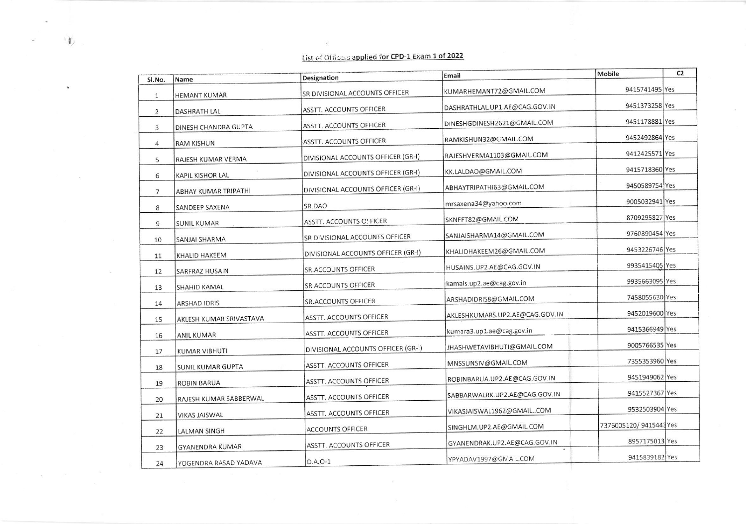List of Officers applied for CPD-1 Exam 1 of 2022

| Sl.No. | Name | Designation | Email | Mobile | C2 |
|---|---|---|---|---|---|
| 1 | HEMANT KUMAR | SR DIVISIONAL ACCOUNTS OFFICER | KUMARHEMANT72@GMAIL.COM | 9415741495 | Yes |
| 2 | DASHRATH LAL | ASSTT. ACCOUNTS OFFICER | DASHRATHLAL.UP1.AE@CAG.GOV.IN | 9451373258 | Yes |
| 3 | DINESH CHANDRA GUPTA | ASSTT. ACCOUNTS OFFICER | DINESHGDINESH2621@GMAIL.COM | 9451178881 | Yes |
| 4 | RAM KISHUN | ASSTT. ACCOUNTS OFFICER | RAMKISHUN32@GMAIL.COM | 9452492864 | Yes |
| 5 | RAJESH KUMAR VERMA | DIVISIONAL ACCOUNTS OFFICER (GR-I) | RAJESHVERMA1103@GMAIL.COM | 9412425571 | Yes |
| 6 | KAPIL KISHOR LAL | DIVISIONAL ACCOUNTS OFFICER (GR-I) | KK.LALDAO@GMAIL.COM | 9415718360 | Yes |
| 7 | ABHAY KUMAR TRIPATHI | DIVISIONAL ACCOUNTS OFFICER (GR-I) | ABHAYTRIPATHI63@GMAIL.COM | 9450589754 | Yes |
| 8 | SANDEEP SAXENA | SR.DAO | mrsaxena34@yahoo.com | 9005032941 | Yes |
| 9 | SUNIL KUMAR | ASSTT. ACCOUNTS OFFICER | SKNFFT82@GMAIL.COM | 8709295827 | Yes |
| 10 | SANJAI SHARMA | SR DIVISIONAL ACCOUNTS OFFICER | SANJAISHARMA14@GMAIL.COM | 9760890454 | Yes |
| 11 | KHALID HAKEEM | DIVISIONAL ACCOUNTS OFFICER (GR-I) | KHALIDHAKEEM26@GMAIL.COM | 9453226746 | Yes |
| 12 | SARFRAZ HUSAIN | SR.ACCOUNTS OFFICER | HUSAINS.UP2.AE@CAG.GOV.IN | 9935415405 | Yes |
| 13 | SHAHID KAMAL | SR ACCOUNTS OFFICER | kamals.up2.ae@cag.gov.in | 9935663095 | Yes |
| 14 | ARSHAD IDRIS | SR.ACCOUNTS OFFICER | ARSHADIDRIS8@GMAIL.COM | 7458055630 | Yes |
| 15 | AKLESH KUMAR SRIVASTAVA | ASSTT. ACCOUNTS OFFICER | AKLESHKUMARS.UP2.AE@CAG.GOV.IN | 9452019600 | Yes |
| 16 | ANIL KUMAR | ASSTT. ACCOUNTS OFFICER | kumara3.up1.ae@cag.gov.in | 9415366949 | Yes |
| 17 | KUMAR VIBHUTI | DIVISIONAL ACCOUNTS OFFICER (GR-I) | JHASHWETAVIBHUTI@GMAIL.COM | 9005766535 | Yes |
| 18 | SUNIL KUMAR GUPTA | ASSTT. ACCOUNTS OFFICER | MNSSUNSIV@GMAIL.COM | 7355353960 | Yes |
| 19 | ROBIN BARUA | ASSTT. ACCOUNTS OFFICER | ROBINBARUA.UP2.AE@CAG.GOV.IN | 9451949062 | Yes |
| 20 | RAJESH KUMAR SABBERWAL | ASSTT. ACCOUNTS OFFICER | SABBARWALRK.UP2.AE@CAG.GOV.IN | 9415527367 | Yes |
| 21 | VIKAS JAISWAL | ASSTT. ACCOUNTS OFFICER | VIKASJAISWAL1962@GMAIL..COM | 9532503904 | Yes |
| 22 | LALMAN SINGH | ACCOUNTS OFFICER | SINGHLM.UP2.AE@GMAIL.COM | 7376005120/ 9415443 | Yes |
| 23 | GYANENDRA KUMAR | ASSTT. ACCOUNTS OFFICER | GYANENDRAK.UP2.AE@CAG.GOV.IN | 8957175013 | Yes |
| 24 | YOGENDRA RASAD YADAVA | D.A.O-1 | YPYADAV1997@GMAIL.COM | 9415839182 | Yes |